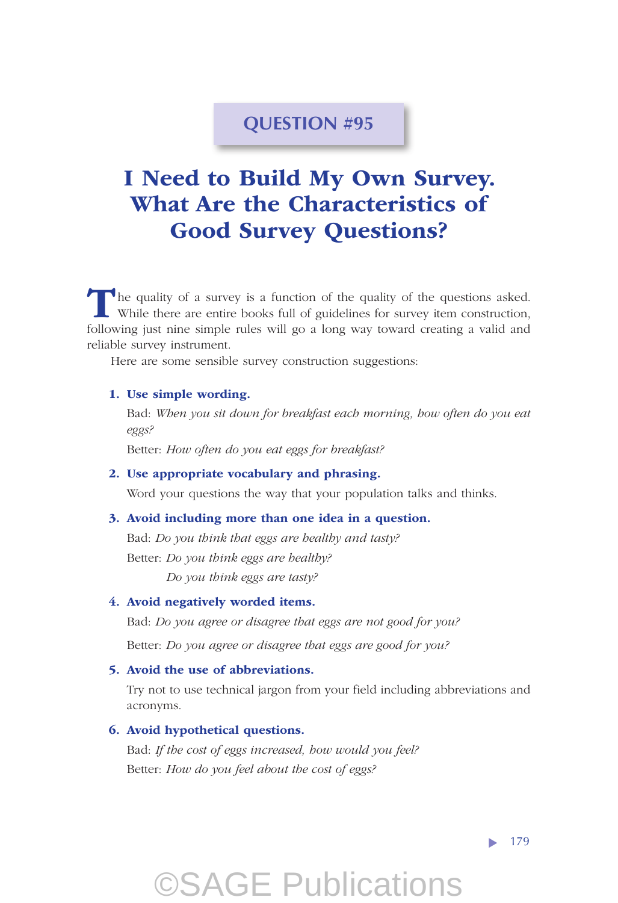QUESTION #95

# I Need to Build My Own Survey. What Are the Characteristics of Good Survey Questions?

The quality of a survey is a function of the quality of the questions asked. While there are entire books full of guidelines for survey item construction, following just nine simple rules will go a long way toward creating a valid and reliable survey instrument.

Here are some sensible survey construction suggestions:

1. **Use simple wording.**

   Bad: *When you sit down for breakfast each morning, how often do you eat eggs?*

   Better: *How often do you eat eggs for breakfast?*

2. **Use appropriate vocabulary and phrasing.**

   Word your questions the way that your population talks and thinks.

3. **Avoid including more than one idea in a question.**

   Bad: *Do you think that eggs are healthy and tasty?*

   Better: *Do you think eggs are healthy?*
   *Do you think eggs are tasty?*

4. **Avoid negatively worded items.**

   Bad: *Do you agree or disagree that eggs are not good for you?*

   Better: *Do you agree or disagree that eggs are good for you?*

5. **Avoid the use of abbreviations.**

   Try not to use technical jargon from your field including abbreviations and acronyms.

6. **Avoid hypothetical questions.**

   Bad: *If the cost of eggs increased, how would you feel?*

   Better: *How do you feel about the cost of eggs?*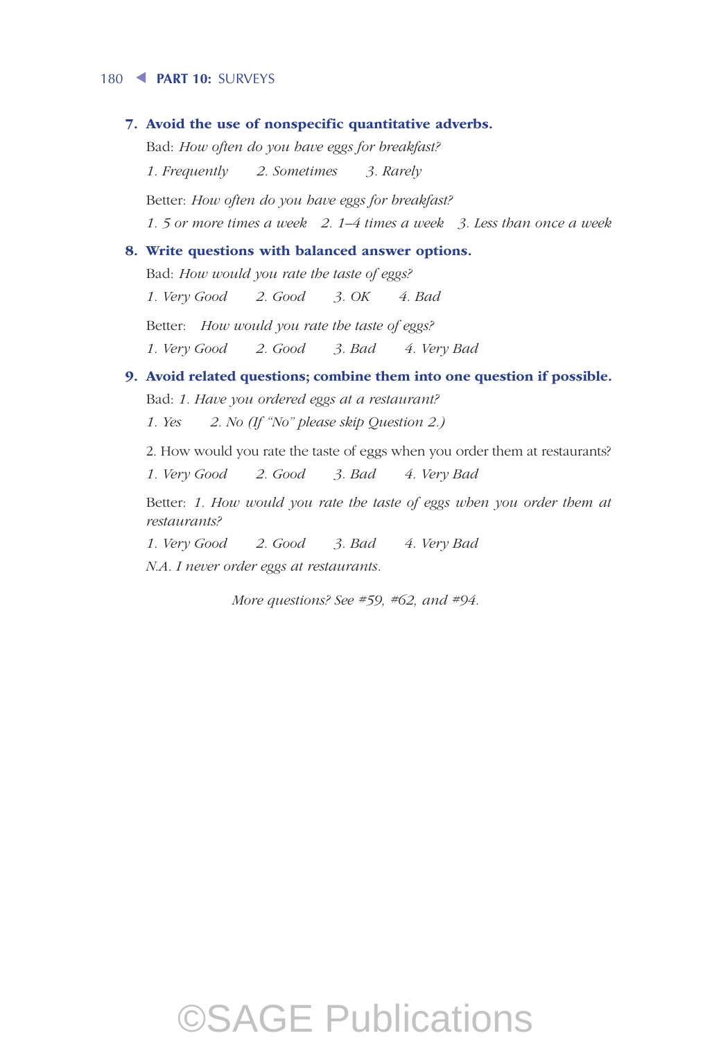**7. Avoid the use of nonspecific quantitative adverbs.**

Bad: *How often do you have eggs for breakfast?*

*1. Frequently  2. Sometimes  3. Rarely*

Better: *How often do you have eggs for breakfast?*

*1. 5 or more times a week  2. 1–4 times a week  3. Less than once a week*

**8. Write questions with balanced answer options.**

Bad: *How would you rate the taste of eggs?*

*1. Very Good  2. Good  3. OK  4. Bad*

Better: *How would you rate the taste of eggs?*

*1. Very Good  2. Good  3. Bad  4. Very Bad*

**9. Avoid related questions; combine them into one question if possible.**

Bad: *1. Have you ordered eggs at a restaurant?*

*1. Yes  2. No (If "No" please skip Question 2.)*

2. How would you rate the taste of eggs when you order them at restaurants?

*1. Very Good  2. Good  3. Bad  4. Very Bad*

Better: *1. How would you rate the taste of eggs when you order them at restaurants?*

*1. Very Good  2. Good  3. Bad  4. Very Bad*

*N.A. I never order eggs at restaurants.*

*More questions? See #59, #62, and #94.*

©SAGE Publications